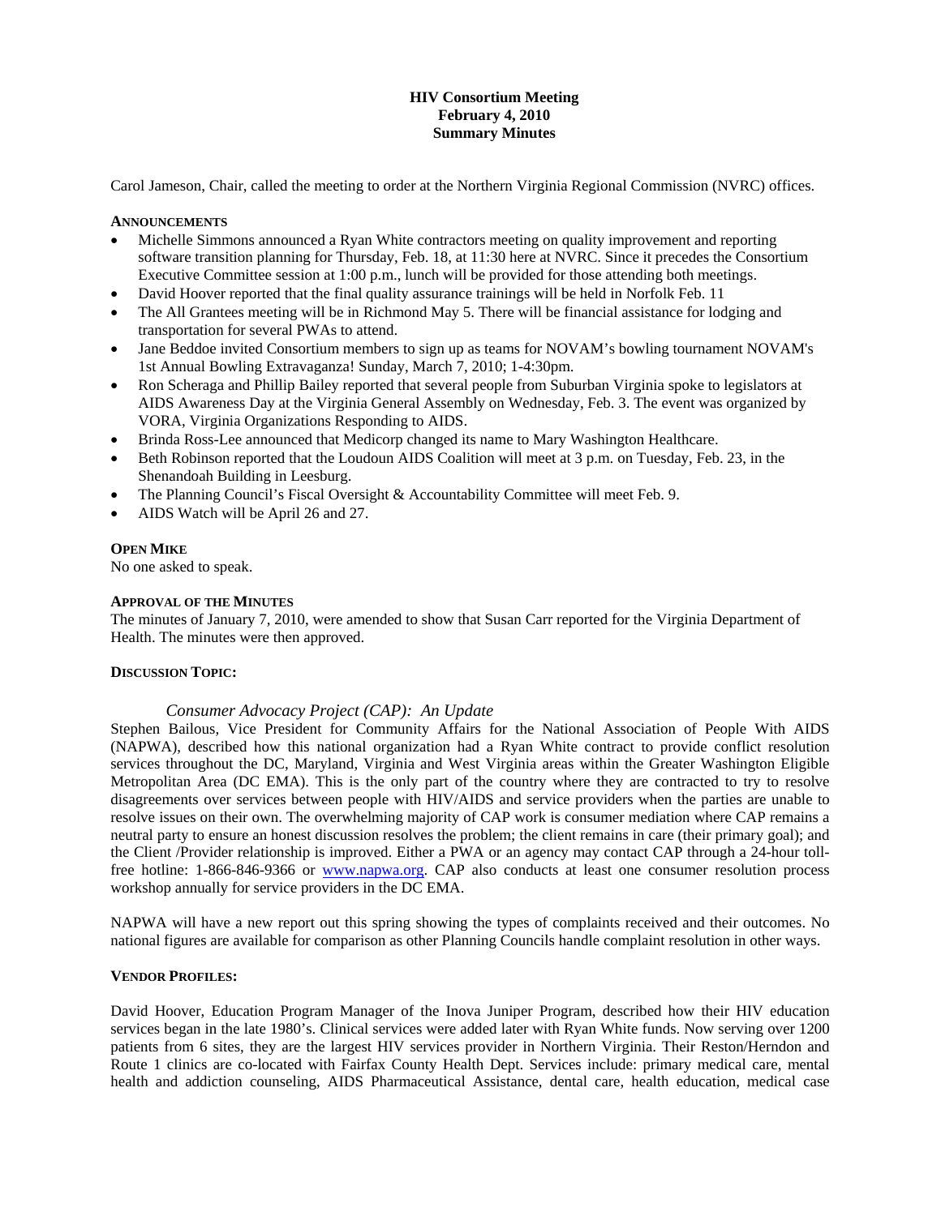# HIV Consortium Meeting
## February 4, 2010
## Summary Minutes

Carol Jameson, Chair, called the meeting to order at the Northern Virginia Regional Commission (NVRC) offices.

**ANNOUNCEMENTS**

- Michelle Simmons announced a Ryan White contractors meeting on quality improvement and reporting software transition planning for Thursday, Feb. 18, at 11:30 here at NVRC. Since it precedes the Consortium Executive Committee session at 1:00 p.m., lunch will be provided for those attending both meetings.
- David Hoover reported that the final quality assurance trainings will be held in Norfolk Feb. 11
- The All Grantees meeting will be in Richmond May 5. There will be financial assistance for lodging and transportation for several PWAs to attend.
- Jane Beddoe invited Consortium members to sign up as teams for NOVAM's bowling tournament NOVAM's 1st Annual Bowling Extravaganza! Sunday, March 7, 2010; 1-4:30pm.
- Ron Scheraga and Phillip Bailey reported that several people from Suburban Virginia spoke to legislators at AIDS Awareness Day at the Virginia General Assembly on Wednesday, Feb. 3. The event was organized by VORA, Virginia Organizations Responding to AIDS.
- Brinda Ross-Lee announced that Medicorp changed its name to Mary Washington Healthcare.
- Beth Robinson reported that the Loudoun AIDS Coalition will meet at 3 p.m. on Tuesday, Feb. 23, in the Shenandoah Building in Leesburg.
- The Planning Council's Fiscal Oversight & Accountability Committee will meet Feb. 9.
- AIDS Watch will be April 26 and 27.

**OPEN MIKE**

No one asked to speak.

**APPROVAL OF THE MINUTES**

The minutes of January 7, 2010, were amended to show that Susan Carr reported for the Virginia Department of Health. The minutes were then approved.

**DISCUSSION TOPIC:**

*Consumer Advocacy Project (CAP): An Update*

Stephen Bailous, Vice President for Community Affairs for the National Association of People With AIDS (NAPWA), described how this national organization had a Ryan White contract to provide conflict resolution services throughout the DC, Maryland, Virginia and West Virginia areas within the Greater Washington Eligible Metropolitan Area (DC EMA). This is the only part of the country where they are contracted to try to resolve disagreements over services between people with HIV/AIDS and service providers when the parties are unable to resolve issues on their own. The overwhelming majority of CAP work is consumer mediation where CAP remains a neutral party to ensure an honest discussion resolves the problem; the client remains in care (their primary goal); and the Client /Provider relationship is improved. Either a PWA or an agency may contact CAP through a 24-hour toll-free hotline: 1-866-846-9366 or www.napwa.org. CAP also conducts at least one consumer resolution process workshop annually for service providers in the DC EMA.

NAPWA will have a new report out this spring showing the types of complaints received and their outcomes. No national figures are available for comparison as other Planning Councils handle complaint resolution in other ways.

**VENDOR PROFILES:**

David Hoover, Education Program Manager of the Inova Juniper Program, described how their HIV education services began in the late 1980's. Clinical services were added later with Ryan White funds. Now serving over 1200 patients from 6 sites, they are the largest HIV services provider in Northern Virginia. Their Reston/Herndon and Route 1 clinics are co-located with Fairfax County Health Dept. Services include: primary medical care, mental health and addiction counseling, AIDS Pharmaceutical Assistance, dental care, health education, medical case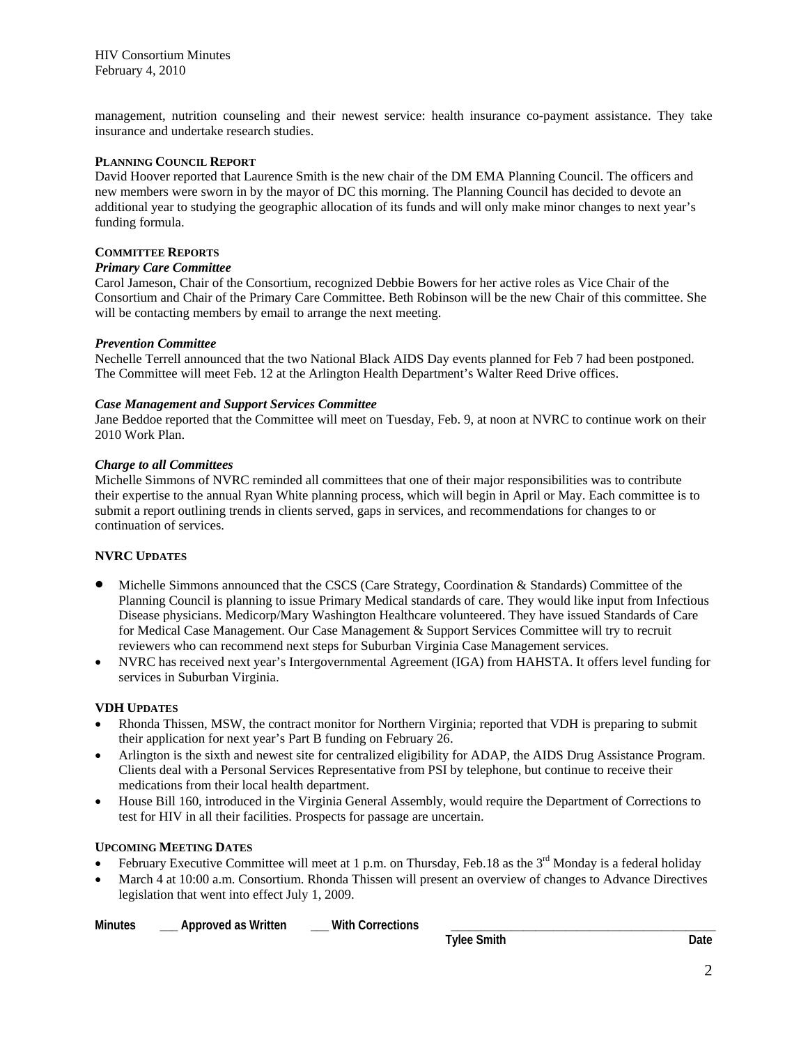management, nutrition counseling and their newest service: health insurance co-payment assistance. They take insurance and undertake research studies.

## Planning Council Report

David Hoover reported that Laurence Smith is the new chair of the DM EMA Planning Council. The officers and new members were sworn in by the mayor of DC this morning. The Planning Council has decided to devote an additional year to studying the geographic allocation of its funds and will only make minor changes to next year's funding formula.

## Committee Reports

### *Primary Care Committee*

Carol Jameson, Chair of the Consortium, recognized Debbie Bowers for her active roles as Vice Chair of the Consortium and Chair of the Primary Care Committee. Beth Robinson will be the new Chair of this committee. She will be contacting members by email to arrange the next meeting.

### *Prevention Committee*

Nechelle Terrell announced that the two National Black AIDS Day events planned for Feb 7 had been postponed. The Committee will meet Feb. 12 at the Arlington Health Department's Walter Reed Drive offices.

### *Case Management and Support Services Committee*

Jane Beddoe reported that the Committee will meet on Tuesday, Feb. 9, at noon at NVRC to continue work on their 2010 Work Plan.

### *Charge to all Committees*

Michelle Simmons of NVRC reminded all committees that one of their major responsibilities was to contribute their expertise to the annual Ryan White planning process, which will begin in April or May. Each committee is to submit a report outlining trends in clients served, gaps in services, and recommendations for changes to or continuation of services.

## NVRC Updates

- Michelle Simmons announced that the CSCS (Care Strategy, Coordination & Standards) Committee of the Planning Council is planning to issue Primary Medical standards of care. They would like input from Infectious Disease physicians. Medicorp/Mary Washington Healthcare volunteered. They have issued Standards of Care for Medical Case Management. Our Case Management & Support Services Committee will try to recruit reviewers who can recommend next steps for Suburban Virginia Case Management services.
- NVRC has received next year's Intergovernmental Agreement (IGA) from HAHSTA. It offers level funding for services in Suburban Virginia.

## VDH Updates

- Rhonda Thissen, MSW, the contract monitor for Northern Virginia; reported that VDH is preparing to submit their application for next year's Part B funding on February 26.
- Arlington is the sixth and newest site for centralized eligibility for ADAP, the AIDS Drug Assistance Program. Clients deal with a Personal Services Representative from PSI by telephone, but continue to receive their medications from their local health department.
- House Bill 160, introduced in the Virginia General Assembly, would require the Department of Corrections to test for HIV in all their facilities. Prospects for passage are uncertain.

## Upcoming Meeting Dates

- February Executive Committee will meet at 1 p.m. on Thursday, Feb.18 as the 3rd Monday is a federal holiday
- March 4 at 10:00 a.m. Consortium. Rhonda Thissen will present an overview of changes to Advance Directives legislation that went into effect July 1, 2009.

**Minutes** ___ **Approved as Written** ___ **With Corrections** ____________________________________________

**Tylee Smith** **Date**